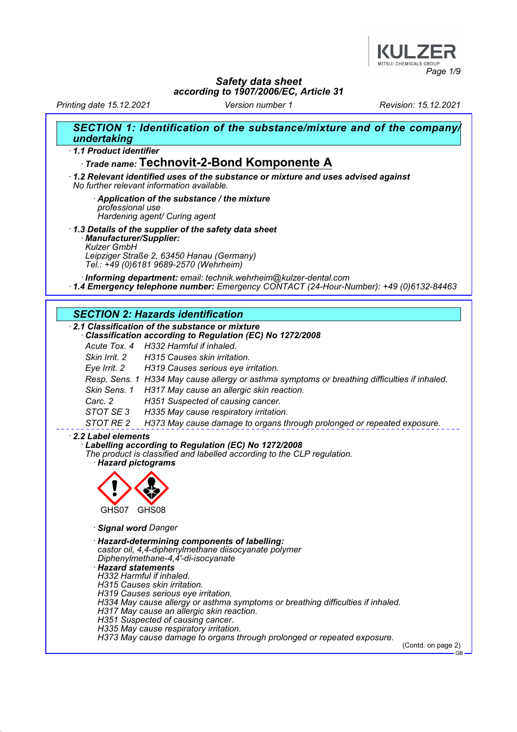# Safety data sheet
## according to 1907/2006/EC, Article 31

Printing date 15.12.2021 Version number 1 Revision: 15.12.2021

## SECTION 1: Identification of the substance/mixture and of the company/undertaking

· **1.1 Product identifier**

· **Trade name: Technovit-2-Bond Komponente A**

· **1.2 Relevant identified uses of the substance or mixture and uses advised against**
No further relevant information available.

· **Application of the substance / the mixture**
professional use
Hardening agent/ Curing agent

· **1.3 Details of the supplier of the safety data sheet**
· **Manufacturer/Supplier:**
Kulzer GmbH
Leipziger Straße 2, 63450 Hanau (Germany)
Tel.: +49 (0)6181 9689-2570 (Wehrheim)

· **Informing department:** email: technik.wehrheim@kulzer-dental.com
· **1.4 Emergency telephone number:** Emergency CONTACT (24-Hour-Number): +49 (0)6132-84463

## SECTION 2: Hazards identification

· **2.1 Classification of the substance or mixture**
· **Classification according to Regulation (EC) No 1272/2008**

| | |
|---|---|
| Acute Tox. 4 | H332 Harmful if inhaled. |
| Skin Irrit. 2 | H315 Causes skin irritation. |
| Eye Irrit. 2 | H319 Causes serious eye irritation. |
| Resp. Sens. 1 | H334 May cause allergy or asthma symptoms or breathing difficulties if inhaled. |
| Skin Sens. 1 | H317 May cause an allergic skin reaction. |
| Carc. 2 | H351 Suspected of causing cancer. |
| STOT SE 3 | H335 May cause respiratory irritation. |
| STOT RE 2 | H373 May cause damage to organs through prolonged or repeated exposure. |

· **2.2 Label elements**
· **Labelling according to Regulation (EC) No 1272/2008**
The product is classified and labelled according to the CLP regulation.
· **Hazard pictograms**

GHS07 GHS08

· **Signal word** Danger

· **Hazard-determining components of labelling:**
castor oil, 4,4-diphenylmethane diisocyanate polymer
Diphenylmethane-4,4'-di-isocyanate
· **Hazard statements**
H332 Harmful if inhaled.
H315 Causes skin irritation.
H319 Causes serious eye irritation.
H334 May cause allergy or asthma symptoms or breathing difficulties if inhaled.
H317 May cause an allergic skin reaction.
H351 Suspected of causing cancer.
H335 May cause respiratory irritation.
H373 May cause damage to organs through prolonged or repeated exposure.

(Contd. on page 2)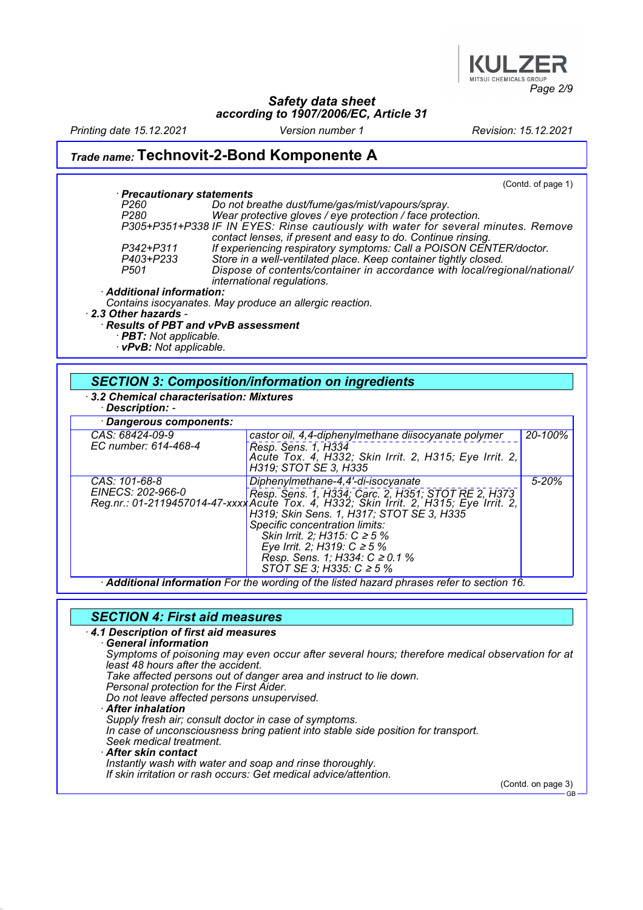**Trade name: Technovit-2-Bond Komponente A**

(Contd. of page 1)

· **Precautionary statements**

| | |
|---|---|
| P260 | Do not breathe dust/fume/gas/mist/vapours/spray. |
| P280 | Wear protective gloves / eye protection / face protection. |
| P305+P351+P338 | IF IN EYES: Rinse cautiously with water for several minutes. Remove contact lenses, if present and easy to do. Continue rinsing. |
| P342+P311 | If experiencing respiratory symptoms: Call a POISON CENTER/doctor. |
| P403+P233 | Store in a well-ventilated place. Keep container tightly closed. |
| P501 | Dispose of contents/container in accordance with local/regional/national/ international regulations. |

· **Additional information:**
Contains isocyanates. May produce an allergic reaction.

· **2.3 Other hazards** -
· **Results of PBT and vPvB assessment**
· **PBT:** Not applicable.
· **vPvB:** Not applicable.

## SECTION 3: Composition/information on ingredients

· **3.2 Chemical characterisation: Mixtures**
· **Description:** -

· **Dangerous components:**

| | | |
|---|---|---|
| CAS: 68424-09-9<br>EC number: 614-468-4 | castor oil, 4,4-diphenylmethane diisocyanate polymer<br>Resp. Sens. 1, H334<br>Acute Tox. 4, H332; Skin Irrit. 2, H315; Eye Irrit. 2, H319; STOT SE 3, H335 | 20-100% |
| CAS: 101-68-8<br>EINECS: 202-966-0<br>Reg.nr.: 01-2119457014-47-xxxx | Diphenylmethane-4,4'-di-isocyanate<br>Resp. Sens. 1, H334; Carc. 2, H351; STOT RE 2, H373<br>Acute Tox. 4, H332; Skin Irrit. 2, H315; Eye Irrit. 2, H319; Skin Sens. 1, H317; STOT SE 3, H335<br>Specific concentration limits:<br>Skin Irrit. 2; H315: C ≥ 5 %<br>Eye Irrit. 2; H319: C ≥ 5 %<br>Resp. Sens. 1; H334: C ≥ 0.1 %<br>STOT SE 3; H335: C ≥ 5 % | 5-20% |

· **Additional information** For the wording of the listed hazard phrases refer to section 16.

## SECTION 4: First aid measures

· **4.1 Description of first aid measures**
· **General information**
Symptoms of poisoning may even occur after several hours; therefore medical observation for at least 48 hours after the accident.
Take affected persons out of danger area and instruct to lie down.
Personal protection for the First Aider.
Do not leave affected persons unsupervised.
· **After inhalation**
Supply fresh air; consult doctor in case of symptoms.
In case of unconsciousness bring patient into stable side position for transport.
Seek medical treatment.
· **After skin contact**
Instantly wash with water and soap and rinse thoroughly.
If skin irritation or rash occurs: Get medical advice/attention.

(Contd. on page 3)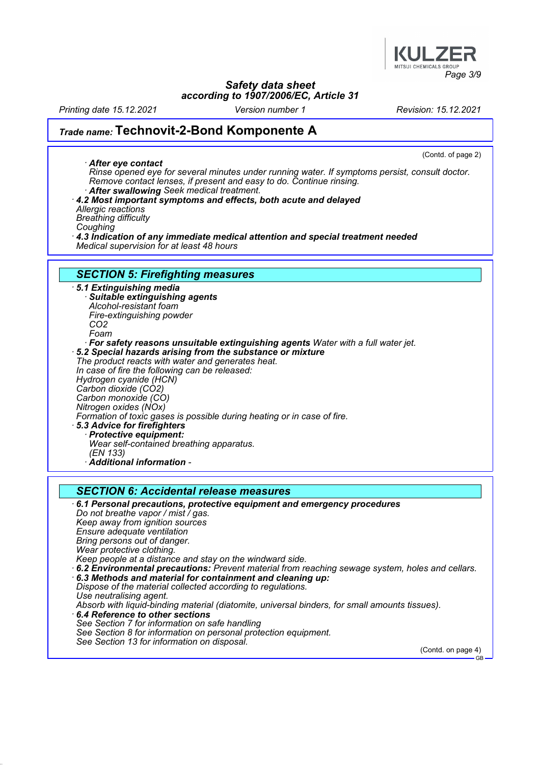## Trade name: Technovit-2-Bond Komponente A

(Contd. of page 2)

· **After eye contact**
Rinse opened eye for several minutes under running water. If symptoms persist, consult doctor.
Remove contact lenses, if present and easy to do. Continue rinsing.
· **After swallowing** Seek medical treatment.

· **4.2 Most important symptoms and effects, both acute and delayed**
Allergic reactions
Breathing difficulty
Coughing

· **4.3 Indication of any immediate medical attention and special treatment needed**
Medical supervision for at least 48 hours

## SECTION 5: Firefighting measures

· **5.1 Extinguishing media**
· **Suitable extinguishing agents**
Alcohol-resistant foam
Fire-extinguishing powder
$CO_2$
Foam
· **For safety reasons unsuitable extinguishing agents** Water with a full water jet.

· **5.2 Special hazards arising from the substance or mixture**
The product reacts with water and generates heat.
In case of fire the following can be released:
Hydrogen cyanide (HCN)
Carbon dioxide ($CO_2$)
Carbon monoxide (CO)
Nitrogen oxides ($NO_x$)
Formation of toxic gases is possible during heating or in case of fire.

· **5.3 Advice for firefighters**
· **Protective equipment:**
Wear self-contained breathing apparatus.
(EN 133)
· **Additional information** -

## SECTION 6: Accidental release measures

· **6.1 Personal precautions, protective equipment and emergency procedures**
Do not breathe vapor / mist / gas.
Keep away from ignition sources
Ensure adequate ventilation
Bring persons out of danger.
Wear protective clothing.
Keep people at a distance and stay on the windward side.

· **6.2 Environmental precautions:** Prevent material from reaching sewage system, holes and cellars.

· **6.3 Methods and material for containment and cleaning up:**
Dispose of the material collected according to regulations.
Use neutralising agent.
Absorb with liquid-binding material (diatomite, universal binders, for small amounts tissues).

· **6.4 Reference to other sections**
See Section 7 for information on safe handling
See Section 8 for information on personal protection equipment.
See Section 13 for information on disposal.

(Contd. on page 4)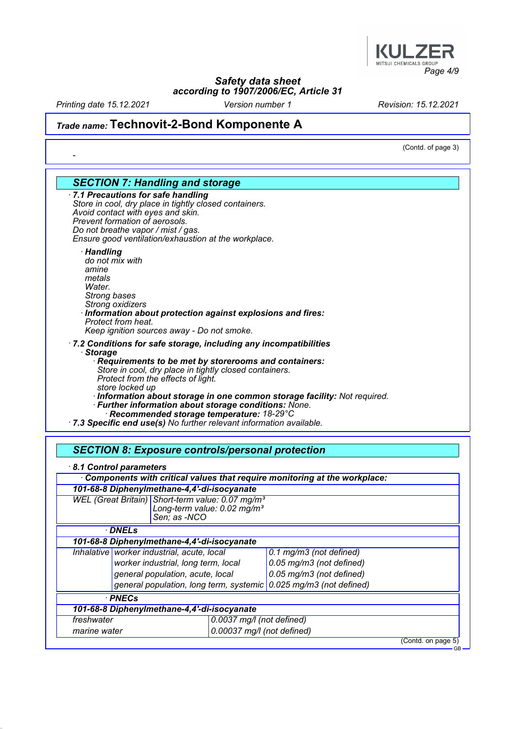**Trade name: Technovit-2-Bond Komponente A**

(Contd. of page 3)

-

## SECTION 7: Handling and storage

· **7.1 Precautions for safe handling**
Store in cool, dry place in tightly closed containers.
Avoid contact with eyes and skin.
Prevent formation of aerosols.
Do not breathe vapor / mist / gas.
Ensure good ventilation/exhaustion at the workplace.

· **Handling**
do not mix with
amine
metals
Water.
Strong bases
Strong oxidizers

· **Information about protection against explosions and fires:**
Protect from heat.
Keep ignition sources away - Do not smoke.

· **7.2 Conditions for safe storage, including any incompatibilities**

· **Storage**

· **Requirements to be met by storerooms and containers:**
Store in cool, dry place in tightly closed containers.
Protect from the effects of light.
store locked up

· **Information about storage in one common storage facility:** Not required.

· **Further information about storage conditions:** None.

· **Recommended storage temperature:** 18-29°C

· **7.3 Specific end use(s)** No further relevant information available.

## SECTION 8: Exposure controls/personal protection

· **8.1 Control parameters**

· **Components with critical values that require monitoring at the workplace:**

| | |
|---|---|
| **101-68-8 Diphenylmethane-4,4'-di-isocyanate** | |
| WEL (Great Britain) | Short-term value: 0.07 mg/m³<br>Long-term value: 0.02 mg/m³<br>Sen; as -NCO |

· **DNELs**

| | | |
|---|---|---|
| **101-68-8 Diphenylmethane-4,4'-di-isocyanate** | | |
| Inhalative | worker industrial, acute, local | 0.1 mg/m3 (not defined) |
| | worker industrial, long term, local | 0.05 mg/m3 (not defined) |
| | general population, acute, local | 0.05 mg/m3 (not defined) |
| | general population, long term, systemic | 0.025 mg/m3 (not defined) |

· **PNECs**

| | |
|---|---|
| **101-68-8 Diphenylmethane-4,4'-di-isocyanate** | |
| freshwater | 0.0037 mg/l (not defined) |
| marine water | 0.00037 mg/l (not defined) |

(Contd. on page 5)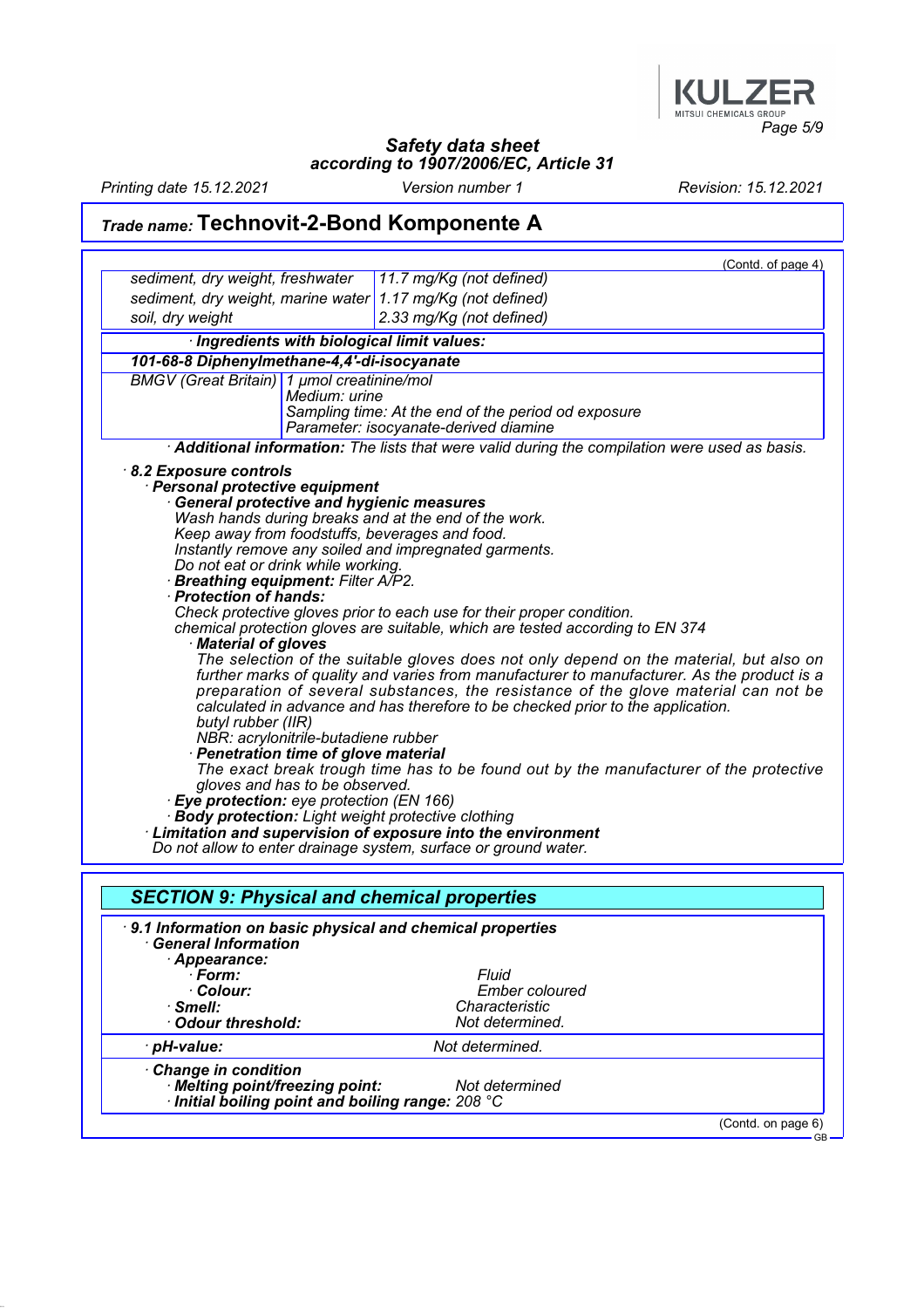## Trade name: Technovit-2-Bond Komponente A

(Contd. of page 4)

| | |
|---|---|
| sediment, dry weight, freshwater | 11.7 mg/Kg (not defined) |
| sediment, dry weight, marine water | 1.17 mg/Kg (not defined) |
| soil, dry weight | 2.33 mg/Kg (not defined) |

· **Ingredients with biological limit values:**

| **101-68-8 Diphenylmethane-4,4'-di-isocyanate** | |
|---|---|
| BMGV (Great Britain) | 1 µmol creatinine/mol<br>Medium: urine<br>Sampling time: At the end of the period od exposure<br>Parameter: isocyanate-derived diamine |

· **Additional information:** The lists that were valid during the compilation were used as basis.

· **8.2 Exposure controls**

· **Personal protective equipment**

· **General protective and hygienic measures**

Wash hands during breaks and at the end of the work.
Keep away from foodstuffs, beverages and food.
Instantly remove any soiled and impregnated garments.
Do not eat or drink while working.

· **Breathing equipment:** Filter A/P2.

· **Protection of hands:**

Check protective gloves prior to each use for their proper condition.
chemical protection gloves are suitable, which are tested according to EN 374

· **Material of gloves**

The selection of the suitable gloves does not only depend on the material, but also on further marks of quality and varies from manufacturer to manufacturer. As the product is a preparation of several substances, the resistance of the glove material can not be calculated in advance and has therefore to be checked prior to the application.
butyl rubber (IIR)
NBR: acrylonitrile-butadiene rubber

· **Penetration time of glove material**

The exact break trough time has to be found out by the manufacturer of the protective gloves and has to be observed.

· **Eye protection:** eye protection (EN 166)

· **Body protection:** Light weight protective clothing

· **Limitation and supervision of exposure into the environment**

Do not allow to enter drainage system, surface or ground water.

## SECTION 9: Physical and chemical properties

· **9.1 Information on basic physical and chemical properties**

· **General Information**

· **Appearance:**

· **Form:** Fluid

· **Colour:** Ember coloured

· **Smell:** Characteristic

· **Odour threshold:** Not determined.

· **pH-value:** Not determined.

· **Change in condition**

· **Melting point/freezing point:** Not determined

· **Initial boiling point and boiling range:** 208 °C

(Contd. on page 6)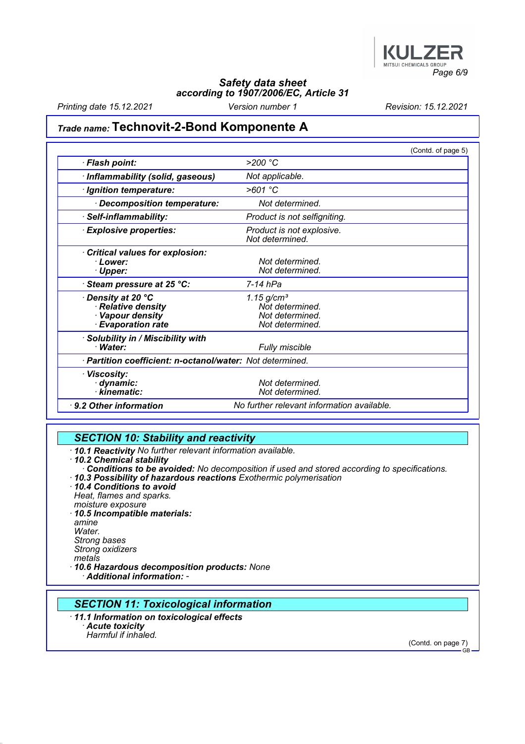## Trade name: Technovit-2-Bond Komponente A

(Contd. of page 5)

| | |
|---|---|
| · **Flash point:** | >200 °C |
| · **Inflammability (solid, gaseous)** | Not applicable. |
| · **Ignition temperature:** | >601 °C |
| · **Decomposition temperature:** | Not determined. |
| · **Self-inflammability:** | Product is not selfigniting. |
| · **Explosive properties:** | Product is not explosive. Not determined. |
| · **Critical values for explosion:** | |
| · **Lower:** | Not determined. |
| · **Upper:** | Not determined. |
| · **Steam pressure at 25 °C:** | 7-14 hPa |
| · **Density at 20 °C** | 1.15 g/cm³ |
| · **Relative density** | Not determined. |
| · **Vapour density** | Not determined. |
| · **Evaporation rate** | Not determined. |
| · **Solubility in / Miscibility with** | |
| · **Water:** | Fully miscible |
| · **Partition coefficient: n-octanol/water:** | Not determined. |
| · **Viscosity:** | |
| · **dynamic:** | Not determined. |
| · **kinematic:** | Not determined. |
| · **9.2 Other information** | No further relevant information available. |

## SECTION 10: Stability and reactivity

· **10.1 Reactivity** No further relevant information available.

· **10.2 Chemical stability**

· **Conditions to be avoided:** No decomposition if used and stored according to specifications.

· **10.3 Possibility of hazardous reactions** Exothermic polymerisation

· **10.4 Conditions to avoid**

Heat, flames and sparks.
moisture exposure

· **10.5 Incompatible materials:**

amine
Water.
Strong bases
Strong oxidizers
metals

· **10.6 Hazardous decomposition products:** None

· **Additional information:** -

## SECTION 11: Toxicological information

· **11.1 Information on toxicological effects**

· **Acute toxicity**

Harmful if inhaled.

(Contd. on page 7)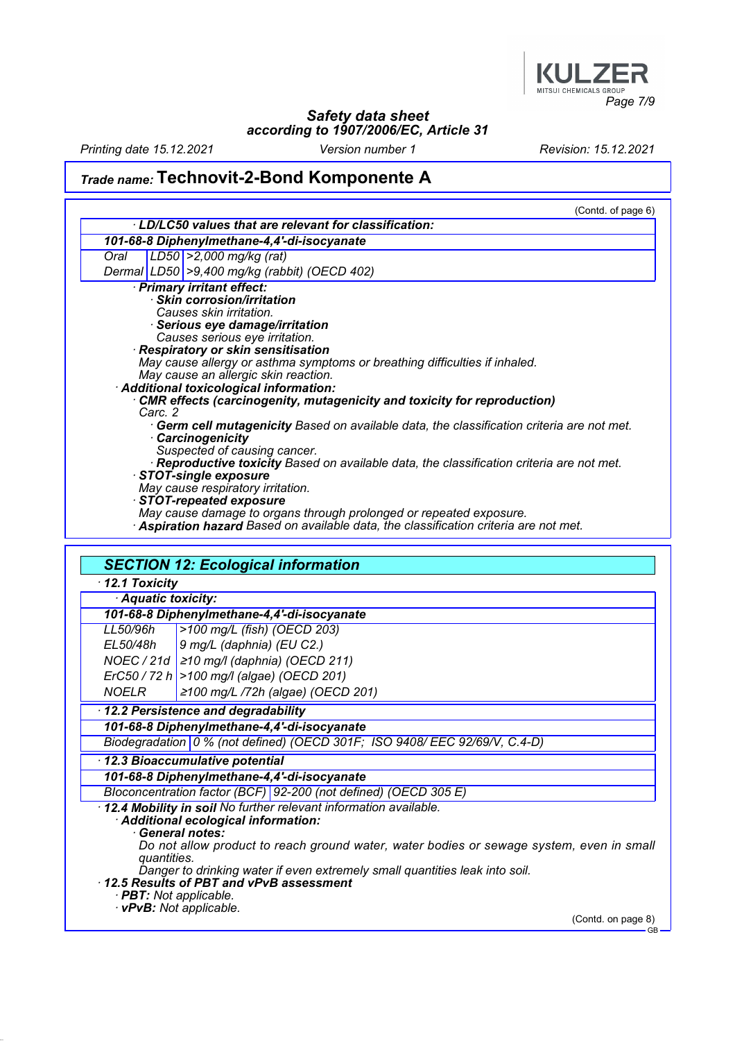## Trade name: Technovit-2-Bond Komponente A

(Contd. of page 6)

· **LD/LC50 values that are relevant for classification:**

| | | |
|---|---|---|
| **101-68-8 Diphenylmethane-4,4'-di-isocyanate** | | |
| Oral | LD50 | >2,000 mg/kg (rat) |
| Dermal | LD50 | >9,400 mg/kg (rabbit) (OECD 402) |

· **Primary irritant effect:**
· **Skin corrosion/irritation**
Causes skin irritation.
· **Serious eye damage/irritation**
Causes serious eye irritation.
· **Respiratory or skin sensitisation**
May cause allergy or asthma symptoms or breathing difficulties if inhaled.
May cause an allergic skin reaction.
· **Additional toxicological information:**
· **CMR effects (carcinogenity, mutagenicity and toxicity for reproduction)**
Carc. 2
· **Germ cell mutagenicity** Based on available data, the classification criteria are not met.
· **Carcinogenicity**
Suspected of causing cancer.
· **Reproductive toxicity** Based on available data, the classification criteria are not met.
· **STOT-single exposure**
May cause respiratory irritation.
· **STOT-repeated exposure**
May cause damage to organs through prolonged or repeated exposure.
· **Aspiration hazard** Based on available data, the classification criteria are not met.

## SECTION 12: Ecological information

· **12.1 Toxicity**

· **Aquatic toxicity:**

| | |
|---|---|
| **101-68-8 Diphenylmethane-4,4'-di-isocyanate** | |
| LL50/96h | >100 mg/L (fish) (OECD 203) |
| EL50/48h | 9 mg/L (daphnia) (EU C2.) |
| NOEC / 21d | ≥10 mg/l (daphnia) (OECD 211) |
| ErC50 / 72 h | >100 mg/l (algae) (OECD 201) |
| NOELR | ≥100 mg/L /72h (algae) (OECD 201) |

· **12.2 Persistence and degradability**

| | |
|---|---|
| **101-68-8 Diphenylmethane-4,4'-di-isocyanate** | |
| Biodegradation | 0 % (not defined) (OECD 301F; ISO 9408/ EEC 92/69/V, C.4-D) |

· **12.3 Bioaccumulative potential**

| | |
|---|---|
| **101-68-8 Diphenylmethane-4,4'-di-isocyanate** | |
| Bloconcentration factor (BCF) | 92-200 (not defined) (OECD 305 E) |

· **12.4 Mobility in soil** No further relevant information available.
· **Additional ecological information:**
· **General notes:**
Do not allow product to reach ground water, water bodies or sewage system, even in small quantities.
Danger to drinking water if even extremely small quantities leak into soil.
· **12.5 Results of PBT and vPvB assessment**
· **PBT:** Not applicable.
· **vPvB:** Not applicable.

(Contd. on page 8)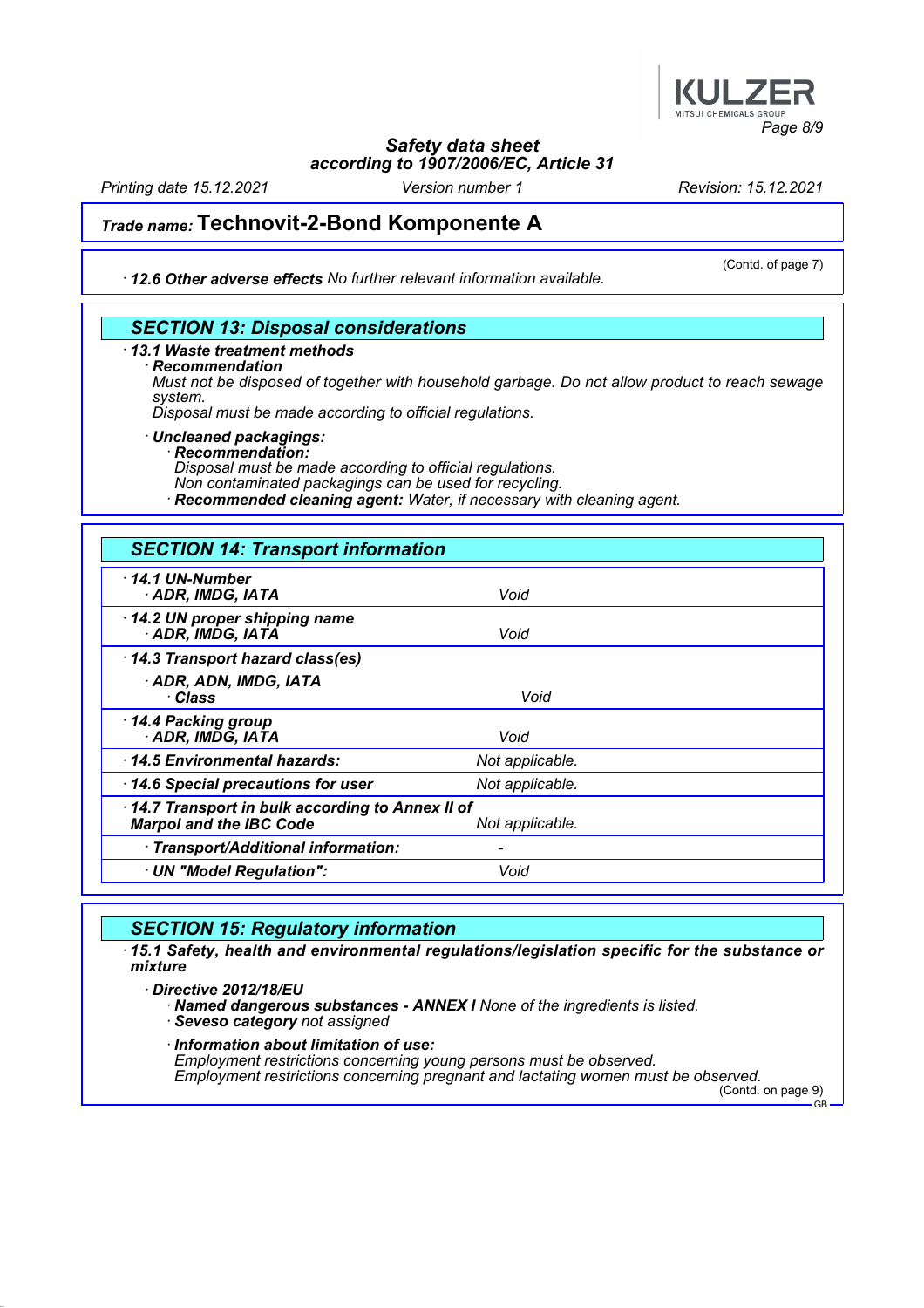**Trade name: Technovit-2-Bond Komponente A**

(Contd. of page 7)

· **12.6 Other adverse effects** No further relevant information available.

## SECTION 13: Disposal considerations

· **13.1 Waste treatment methods**

· **Recommendation**

Must not be disposed of together with household garbage. Do not allow product to reach sewage system.

Disposal must be made according to official regulations.

· **Uncleaned packagings:**

· **Recommendation:**

Disposal must be made according to official regulations.

Non contaminated packagings can be used for recycling.

· **Recommended cleaning agent:** Water, if necessary with cleaning agent.

## SECTION 14: Transport information

| | |
|---|---|
| · **14.1 UN-Number**<br>· **ADR, IMDG, IATA** | Void |
| · **14.2 UN proper shipping name**<br>· **ADR, IMDG, IATA** | Void |
| · **14.3 Transport hazard class(es)**<br>· **ADR, ADN, IMDG, IATA**<br>· **Class** | Void |
| · **14.4 Packing group**<br>· **ADR, IMDG, IATA** | Void |
| · **14.5 Environmental hazards:** | Not applicable. |
| · **14.6 Special precautions for user** | Not applicable. |
| · **14.7 Transport in bulk according to Annex II of Marpol and the IBC Code** | Not applicable. |
| · **Transport/Additional information:** | - |
| · **UN "Model Regulation":** | Void |

## SECTION 15: Regulatory information

· **15.1 Safety, health and environmental regulations/legislation specific for the substance or mixture**

· **Directive 2012/18/EU**

· **Named dangerous substances - ANNEX I** None of the ingredients is listed.

· **Seveso category** not assigned

· **Information about limitation of use:**

Employment restrictions concerning young persons must be observed.

Employment restrictions concerning pregnant and lactating women must be observed.

(Contd. on page 9)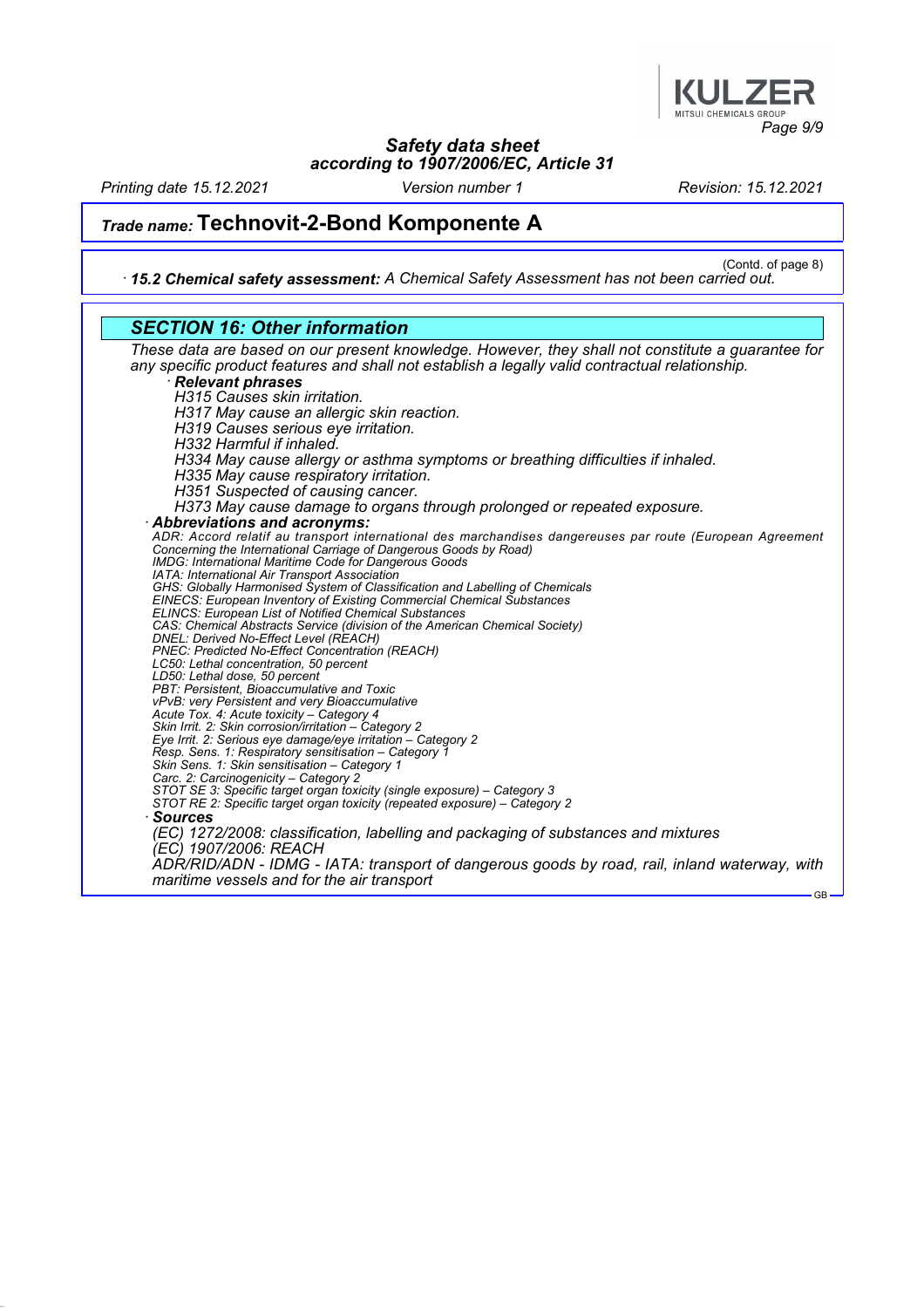*Safety data sheet*
*according to 1907/2006/EC, Article 31*

*Printing date 15.12.2021* *Version number 1* *Revision: 15.12.2021*

## *Trade name:* **Technovit-2-Bond Komponente A**

(Contd. of page 8)

· ***15.2 Chemical safety assessment:*** *A Chemical Safety Assessment has not been carried out.*

## *SECTION 16: Other information*

*These data are based on our present knowledge. However, they shall not constitute a guarantee for any specific product features and shall not establish a legally valid contractual relationship.*

· ***Relevant phrases***

*H315 Causes skin irritation.*
*H317 May cause an allergic skin reaction.*
*H319 Causes serious eye irritation.*
*H332 Harmful if inhaled.*
*H334 May cause allergy or asthma symptoms or breathing difficulties if inhaled.*
*H335 May cause respiratory irritation.*
*H351 Suspected of causing cancer.*
*H373 May cause damage to organs through prolonged or repeated exposure.*

· ***Abbreviations and acronyms:***

*ADR: Accord relatif au transport international des marchandises dangereuses par route (European Agreement Concerning the International Carriage of Dangerous Goods by Road)*
*IMDG: International Maritime Code for Dangerous Goods*
*IATA: International Air Transport Association*
*GHS: Globally Harmonised System of Classification and Labelling of Chemicals*
*EINECS: European Inventory of Existing Commercial Chemical Substances*
*ELINCS: European List of Notified Chemical Substances*
*CAS: Chemical Abstracts Service (division of the American Chemical Society)*
*DNEL: Derived No-Effect Level (REACH)*
*PNEC: Predicted No-Effect Concentration (REACH)*
*LC50: Lethal concentration, 50 percent*
*LD50: Lethal dose, 50 percent*
*PBT: Persistent, Bioaccumulative and Toxic*
*vPvB: very Persistent and very Bioaccumulative*
*Acute Tox. 4: Acute toxicity – Category 4*
*Skin Irrit. 2: Skin corrosion/irritation – Category 2*
*Eye Irrit. 2: Serious eye damage/eye irritation – Category 2*
*Resp. Sens. 1: Respiratory sensitisation – Category 1*
*Skin Sens. 1: Skin sensitisation – Category 1*
*Carc. 2: Carcinogenicity – Category 2*
*STOT SE 3: Specific target organ toxicity (single exposure) – Category 3*
*STOT RE 2: Specific target organ toxicity (repeated exposure) – Category 2*

· ***Sources***

*(EC) 1272/2008: classification, labelling and packaging of substances and mixtures*
*(EC) 1907/2006: REACH*
*ADR/RID/ADN - IDMG - IATA: transport of dangerous goods by road, rail, inland waterway, with maritime vessels and for the air transport*

GB